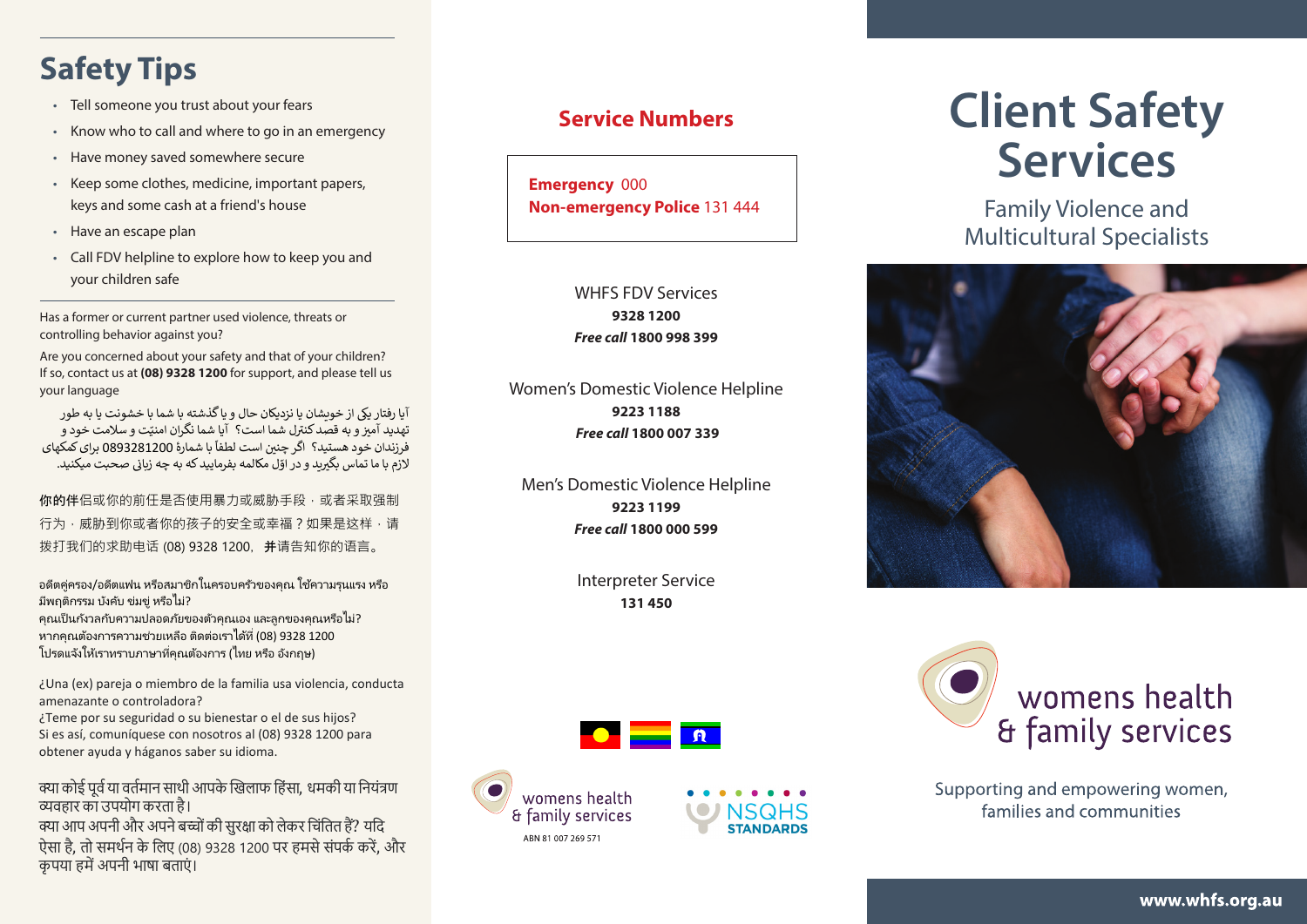## Safety Tips

- Tell someone you trust about your fears
- Know who to call and where to go in an emergency
- Have money saved somewhere secure
- Keep some clothes, medicine, important papers, keys and some cash at a friend's house
- Have an escape plan
- Call FDV helpline to explore how to keep you and your children safe

Has a former or current partner used violence, threats or controlling behavior against you?

Are you concerned about your safety and that of your children? If so, contact us at **(08) 9328 1200** for support, and please tell us your language

آیا رفتار یکی از خویشان یا نزدیکان حال و یا گذشته با شما با خشونت یا به طور تهدید آمیز و به قصد کنترل شما است؟ آیا شما نگران امنیّت و سلامت خود و فرزندان خود هستید؟ اگر چنین است لطفاً با شمارهٔ 0893281200 برای کمکهای لازم با ما تماس بگیرید و در اول مکالمه بفرمایید که به چه زبانی صحبت میکنید.

你的伴侣或你的前任是否使用暴力或威胁手段，或者采取强制行为，威胁到你或者你的孩子的安全或幸福？如果是这样，请拨打我们的求助电话 (08) 9328 1200，并请告知你的语言。

อดีตคู่ครอง/อดีตแฟน หรือสมาชิกในครอบครัวของคุณ ใช้ความรุนแรง หรือมีพฤติกรรม บังคับ ข่มขู่ หรือไม่?
คุณเป็นกังวลกับความปลอดภัยของตัวคุณเอง และลูกของคุณหรือไม่?
หากคุณต้องการความช่วยเหลือ ติดต่อเราได้ที่ (08) 9328 1200
โปรดแจ้งให้เราทราบภาษาที่คุณต้องการ (ไทย หรือ อังกฤษ)

¿Una (ex) pareja o miembro de la familia usa violencia, conducta amenazante o controladora?
¿Teme por su seguridad o su bienestar o el de sus hijos?
Si es así, comuníquese con nosotros al (08) 9328 1200 para obtener ayuda y háganos saber su idioma.

क्या कोई पूर्व या वर्तमान साथी आपके खिलाफ हिंसा, धमकी या नियंत्रण व्यवहार का उपयोग करता है।
क्या आप अपनी और अपने बच्चों की सुरक्षा को लेकर चिंतित हैं? यदि ऐसा है, तो समर्थन के लिए (08) 9328 1200 पर हमसे संपर्क करें, और कृपया हमें अपनी भाषा बताएं।

## Service Numbers

**Emergency** 000
**Non-emergency Police** 131 444

WHFS FDV Services
**9328 1200**
***Free call* 1800 998 399**

Women's Domestic Violence Helpline
**9223 1188**
***Free call* 1800 007 339**

Men's Domestic Violence Helpline
**9223 1199**
***Free call* 1800 000 599**

Interpreter Service
**131 450**

womens health & family services
ABN 81 007 269 571

NSQHS STANDARDS

# Client Safety Services

Family Violence and Multicultural Specialists

womens health & family services

Supporting and empowering women, families and communities

**www.whfs.org.au**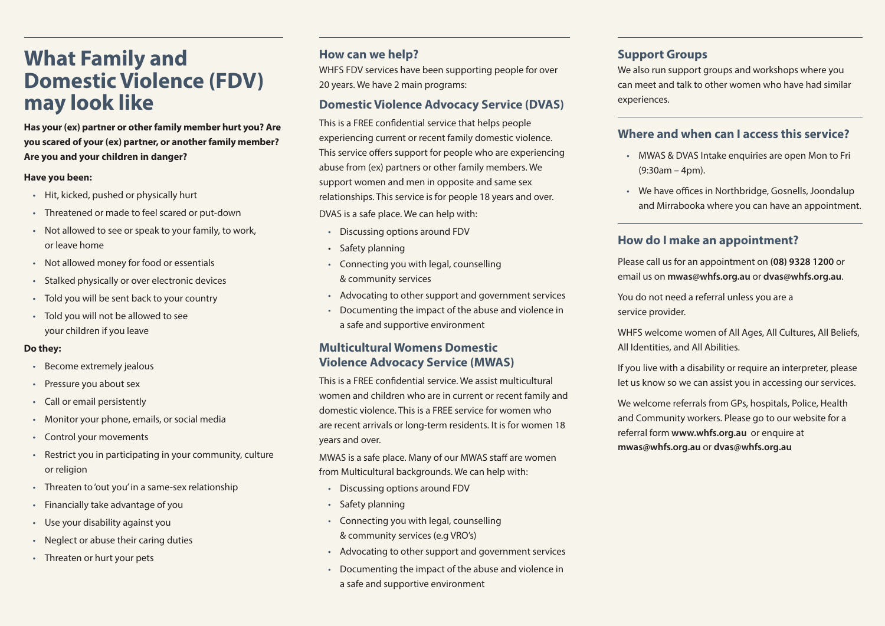# What Family and Domestic Violence (FDV) may look like

**Has your (ex) partner or other family member hurt you? Are you scared of your (ex) partner, or another family member? Are you and your children in danger?**

**Have you been:**

- Hit, kicked, pushed or physically hurt
- Threatened or made to feel scared or put-down
- Not allowed to see or speak to your family, to work, or leave home
- Not allowed money for food or essentials
- Stalked physically or over electronic devices
- Told you will be sent back to your country
- Told you will not be allowed to see your children if you leave

**Do they:**

- Become extremely jealous
- Pressure you about sex
- Call or email persistently
- Monitor your phone, emails, or social media
- Control your movements
- Restrict you in participating in your community, culture or religion
- Threaten to 'out you' in a same-sex relationship
- Financially take advantage of you
- Use your disability against you
- Neglect or abuse their caring duties
- Threaten or hurt your pets

## How can we help?

WHFS FDV services have been supporting people for over 20 years. We have 2 main programs:

### Domestic Violence Advocacy Service (DVAS)

This is a FREE confidential service that helps people experiencing current or recent family domestic violence. This service offers support for people who are experiencing abuse from (ex) partners or other family members. We support women and men in opposite and same sex relationships. This service is for people 18 years and over.

DVAS is a safe place. We can help with:

- Discussing options around FDV
- Safety planning
- Connecting you with legal, counselling & community services
- Advocating to other support and government services
- Documenting the impact of the abuse and violence in a safe and supportive environment

### Multicultural Womens Domestic Violence Advocacy Service (MWAS)

This is a FREE confidential service. We assist multicultural women and children who are in current or recent family and domestic violence. This is a FREE service for women who are recent arrivals or long-term residents. It is for women 18 years and over.

MWAS is a safe place. Many of our MWAS staff are women from Multicultural backgrounds. We can help with:

- Discussing options around FDV
- Safety planning
- Connecting you with legal, counselling & community services (e.g VRO's)
- Advocating to other support and government services
- Documenting the impact of the abuse and violence in a safe and supportive environment

## Support Groups

We also run support groups and workshops where you can meet and talk to other women who have had similar experiences.

## Where and when can I access this service?

- MWAS & DVAS Intake enquiries are open Mon to Fri (9:30am – 4pm).
- We have offices in Northbridge, Gosnells, Joondalup and Mirrabooka where you can have an appointment.

## How do I make an appointment?

Please call us for an appointment on **(08) 9328 1200** or email us on **mwas@whfs.org.au** or **dvas@whfs.org.au**.

You do not need a referral unless you are a service provider.

WHFS welcome women of All Ages, All Cultures, All Beliefs, All Identities, and All Abilities.

If you live with a disability or require an interpreter, please let us know so we can assist you in accessing our services.

We welcome referrals from GPs, hospitals, Police, Health and Community workers. Please go to our website for a referral form **www.whfs.org.au** or enquire at **mwas@whfs.org.au** or **dvas@whfs.org.au**